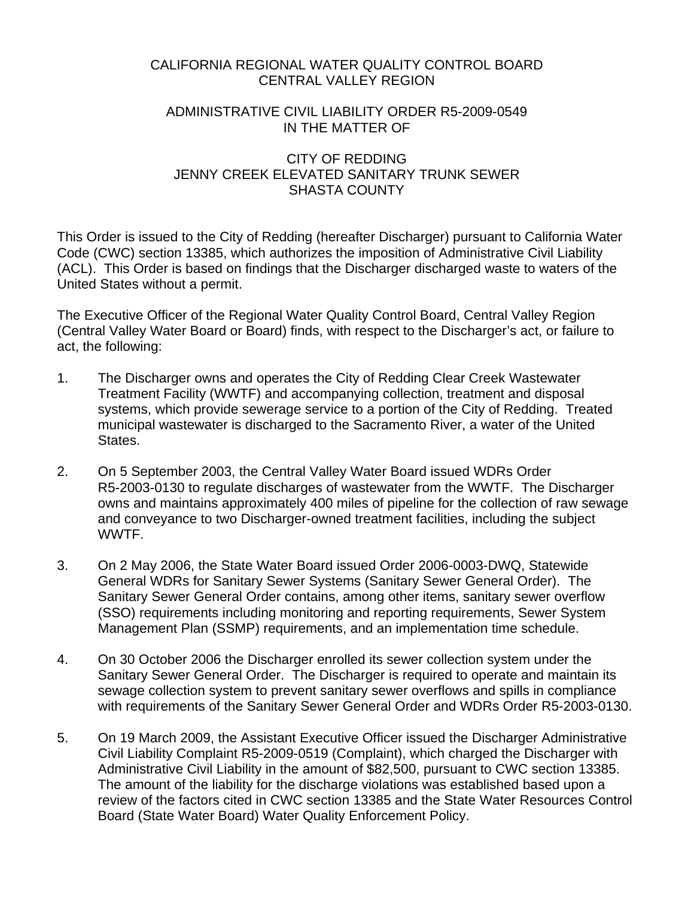# CALIFORNIA REGIONAL WATER QUALITY CONTROL BOARD
# CENTRAL VALLEY REGION

## ADMINISTRATIVE CIVIL LIABILITY ORDER R5-2009-0549
## IN THE MATTER OF

## CITY OF REDDING
## JENNY CREEK ELEVATED SANITARY TRUNK SEWER
## SHASTA COUNTY

This Order is issued to the City of Redding (hereafter Discharger) pursuant to California Water Code (CWC) section 13385, which authorizes the imposition of Administrative Civil Liability (ACL). This Order is based on findings that the Discharger discharged waste to waters of the United States without a permit.

The Executive Officer of the Regional Water Quality Control Board, Central Valley Region (Central Valley Water Board or Board) finds, with respect to the Discharger's act, or failure to act, the following:

1. The Discharger owns and operates the City of Redding Clear Creek Wastewater Treatment Facility (WWTF) and accompanying collection, treatment and disposal systems, which provide sewerage service to a portion of the City of Redding. Treated municipal wastewater is discharged to the Sacramento River, a water of the United States.

2. On 5 September 2003, the Central Valley Water Board issued WDRs Order R5-2003-0130 to regulate discharges of wastewater from the WWTF. The Discharger owns and maintains approximately 400 miles of pipeline for the collection of raw sewage and conveyance to two Discharger-owned treatment facilities, including the subject WWTF.

3. On 2 May 2006, the State Water Board issued Order 2006-0003-DWQ, Statewide General WDRs for Sanitary Sewer Systems (Sanitary Sewer General Order). The Sanitary Sewer General Order contains, among other items, sanitary sewer overflow (SSO) requirements including monitoring and reporting requirements, Sewer System Management Plan (SSMP) requirements, and an implementation time schedule.

4. On 30 October 2006 the Discharger enrolled its sewer collection system under the Sanitary Sewer General Order. The Discharger is required to operate and maintain its sewage collection system to prevent sanitary sewer overflows and spills in compliance with requirements of the Sanitary Sewer General Order and WDRs Order R5-2003-0130.

5. On 19 March 2009, the Assistant Executive Officer issued the Discharger Administrative Civil Liability Complaint R5-2009-0519 (Complaint), which charged the Discharger with Administrative Civil Liability in the amount of $82,500, pursuant to CWC section 13385. The amount of the liability for the discharge violations was established based upon a review of the factors cited in CWC section 13385 and the State Water Resources Control Board (State Water Board) Water Quality Enforcement Policy.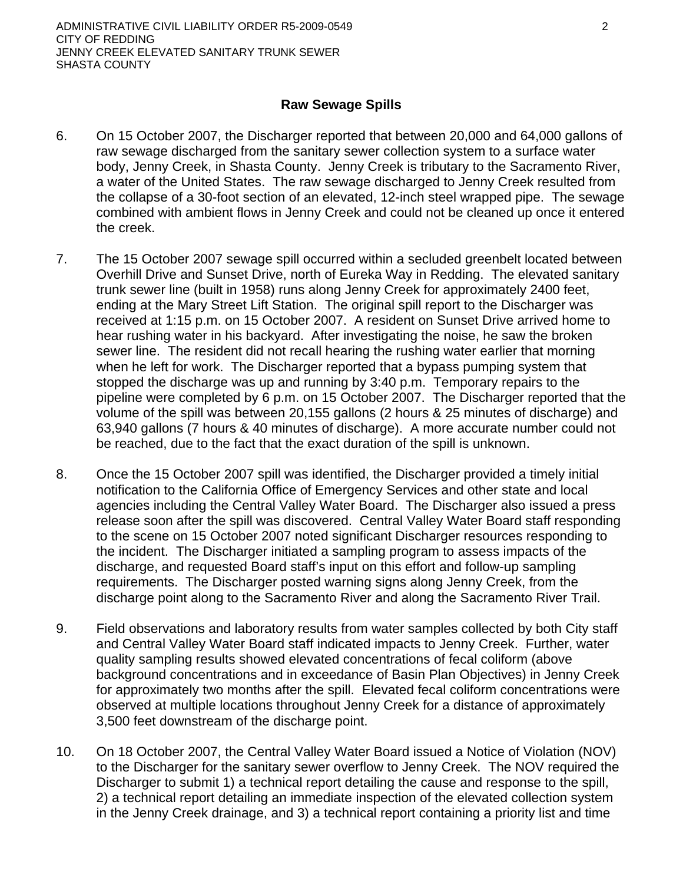## Raw Sewage Spills

6. On 15 October 2007, the Discharger reported that between 20,000 and 64,000 gallons of raw sewage discharged from the sanitary sewer collection system to a surface water body, Jenny Creek, in Shasta County. Jenny Creek is tributary to the Sacramento River, a water of the United States. The raw sewage discharged to Jenny Creek resulted from the collapse of a 30-foot section of an elevated, 12-inch steel wrapped pipe. The sewage combined with ambient flows in Jenny Creek and could not be cleaned up once it entered the creek.

7. The 15 October 2007 sewage spill occurred within a secluded greenbelt located between Overhill Drive and Sunset Drive, north of Eureka Way in Redding. The elevated sanitary trunk sewer line (built in 1958) runs along Jenny Creek for approximately 2400 feet, ending at the Mary Street Lift Station. The original spill report to the Discharger was received at 1:15 p.m. on 15 October 2007. A resident on Sunset Drive arrived home to hear rushing water in his backyard. After investigating the noise, he saw the broken sewer line. The resident did not recall hearing the rushing water earlier that morning when he left for work. The Discharger reported that a bypass pumping system that stopped the discharge was up and running by 3:40 p.m. Temporary repairs to the pipeline were completed by 6 p.m. on 15 October 2007. The Discharger reported that the volume of the spill was between 20,155 gallons (2 hours & 25 minutes of discharge) and 63,940 gallons (7 hours & 40 minutes of discharge). A more accurate number could not be reached, due to the fact that the exact duration of the spill is unknown.

8. Once the 15 October 2007 spill was identified, the Discharger provided a timely initial notification to the California Office of Emergency Services and other state and local agencies including the Central Valley Water Board. The Discharger also issued a press release soon after the spill was discovered. Central Valley Water Board staff responding to the scene on 15 October 2007 noted significant Discharger resources responding to the incident. The Discharger initiated a sampling program to assess impacts of the discharge, and requested Board staff's input on this effort and follow-up sampling requirements. The Discharger posted warning signs along Jenny Creek, from the discharge point along to the Sacramento River and along the Sacramento River Trail.

9. Field observations and laboratory results from water samples collected by both City staff and Central Valley Water Board staff indicated impacts to Jenny Creek. Further, water quality sampling results showed elevated concentrations of fecal coliform (above background concentrations and in exceedance of Basin Plan Objectives) in Jenny Creek for approximately two months after the spill. Elevated fecal coliform concentrations were observed at multiple locations throughout Jenny Creek for a distance of approximately 3,500 feet downstream of the discharge point.

10. On 18 October 2007, the Central Valley Water Board issued a Notice of Violation (NOV) to the Discharger for the sanitary sewer overflow to Jenny Creek. The NOV required the Discharger to submit 1) a technical report detailing the cause and response to the spill, 2) a technical report detailing an immediate inspection of the elevated collection system in the Jenny Creek drainage, and 3) a technical report containing a priority list and time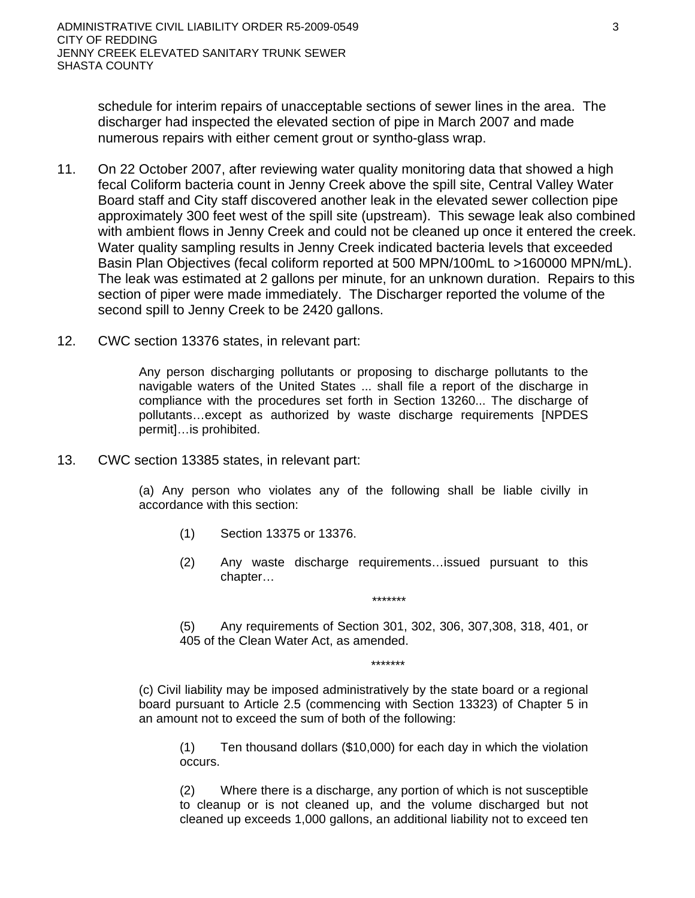schedule for interim repairs of unacceptable sections of sewer lines in the area. The discharger had inspected the elevated section of pipe in March 2007 and made numerous repairs with either cement grout or syntho-glass wrap.

11. On 22 October 2007, after reviewing water quality monitoring data that showed a high fecal Coliform bacteria count in Jenny Creek above the spill site, Central Valley Water Board staff and City staff discovered another leak in the elevated sewer collection pipe approximately 300 feet west of the spill site (upstream). This sewage leak also combined with ambient flows in Jenny Creek and could not be cleaned up once it entered the creek. Water quality sampling results in Jenny Creek indicated bacteria levels that exceeded Basin Plan Objectives (fecal coliform reported at 500 MPN/100mL to >160000 MPN/mL). The leak was estimated at 2 gallons per minute, for an unknown duration. Repairs to this section of piper were made immediately. The Discharger reported the volume of the second spill to Jenny Creek to be 2420 gallons.

12. CWC section 13376 states, in relevant part:

> Any person discharging pollutants or proposing to discharge pollutants to the navigable waters of the United States ... shall file a report of the discharge in compliance with the procedures set forth in Section 13260... The discharge of pollutants…except as authorized by waste discharge requirements [NPDES permit]…is prohibited.

13. CWC section 13385 states, in relevant part:

> (a) Any person who violates any of the following shall be liable civilly in accordance with this section:
>
> (1) Section 13375 or 13376.
>
> (2) Any waste discharge requirements…issued pursuant to this chapter…
>
> *******
>
> (5) Any requirements of Section 301, 302, 306, 307,308, 318, 401, or 405 of the Clean Water Act, as amended.
>
> *******
>
> (c) Civil liability may be imposed administratively by the state board or a regional board pursuant to Article 2.5 (commencing with Section 13323) of Chapter 5 in an amount not to exceed the sum of both of the following:
>
> (1) Ten thousand dollars ($10,000) for each day in which the violation occurs.
>
> (2) Where there is a discharge, any portion of which is not susceptible to cleanup or is not cleaned up, and the volume discharged but not cleaned up exceeds 1,000 gallons, an additional liability not to exceed ten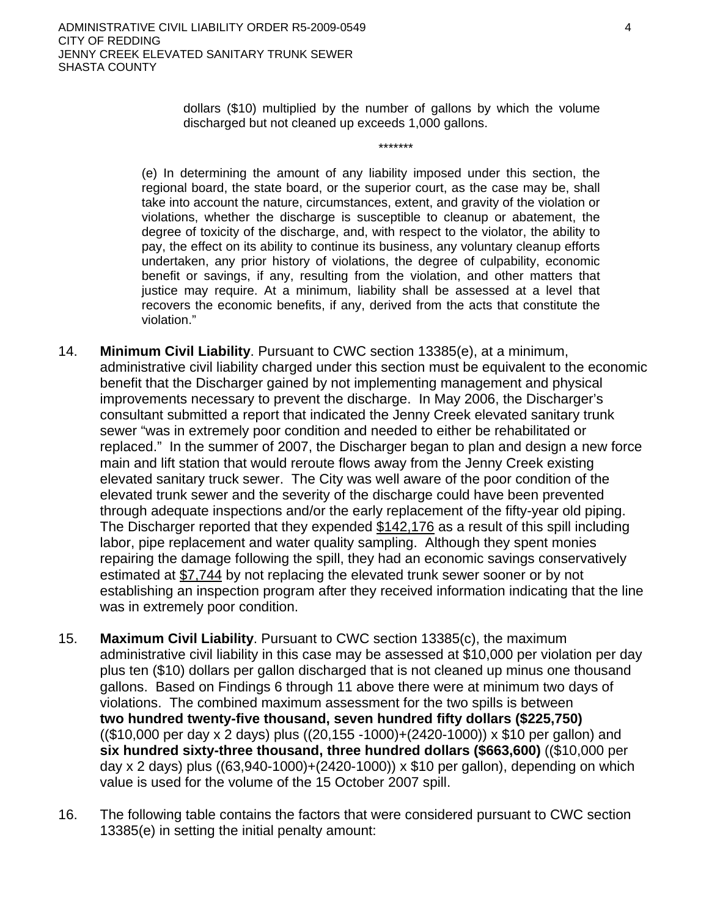dollars ($10) multiplied by the number of gallons by which the volume discharged but not cleaned up exceeds 1,000 gallons.

*******

(e) In determining the amount of any liability imposed under this section, the regional board, the state board, or the superior court, as the case may be, shall take into account the nature, circumstances, extent, and gravity of the violation or violations, whether the discharge is susceptible to cleanup or abatement, the degree of toxicity of the discharge, and, with respect to the violator, the ability to pay, the effect on its ability to continue its business, any voluntary cleanup efforts undertaken, any prior history of violations, the degree of culpability, economic benefit or savings, if any, resulting from the violation, and other matters that justice may require. At a minimum, liability shall be assessed at a level that recovers the economic benefits, if any, derived from the acts that constitute the violation."

14. **Minimum Civil Liability**. Pursuant to CWC section 13385(e), at a minimum, administrative civil liability charged under this section must be equivalent to the economic benefit that the Discharger gained by not implementing management and physical improvements necessary to prevent the discharge. In May 2006, the Discharger's consultant submitted a report that indicated the Jenny Creek elevated sanitary trunk sewer "was in extremely poor condition and needed to either be rehabilitated or replaced." In the summer of 2007, the Discharger began to plan and design a new force main and lift station that would reroute flows away from the Jenny Creek existing elevated sanitary truck sewer. The City was well aware of the poor condition of the elevated trunk sewer and the severity of the discharge could have been prevented through adequate inspections and/or the early replacement of the fifty-year old piping. The Discharger reported that they expended <u>$142,176</u> as a result of this spill including labor, pipe replacement and water quality sampling. Although they spent monies repairing the damage following the spill, they had an economic savings conservatively estimated at <u>$7,744</u> by not replacing the elevated trunk sewer sooner or by not establishing an inspection program after they received information indicating that the line was in extremely poor condition.

15. **Maximum Civil Liability**. Pursuant to CWC section 13385(c), the maximum administrative civil liability in this case may be assessed at $10,000 per violation per day plus ten ($10) dollars per gallon discharged that is not cleaned up minus one thousand gallons. Based on Findings 6 through 11 above there were at minimum two days of violations. The combined maximum assessment for the two spills is between **two hundred twenty-five thousand, seven hundred fifty dollars ($225,750)** (($10,000 per day x 2 days) plus ((20,155 -1000)+(2420-1000)) x $10 per gallon) and **six hundred sixty-three thousand, three hundred dollars ($663,600)** (($10,000 per day x 2 days) plus ((63,940-1000)+(2420-1000)) x $10 per gallon), depending on which value is used for the volume of the 15 October 2007 spill.

16. The following table contains the factors that were considered pursuant to CWC section 13385(e) in setting the initial penalty amount: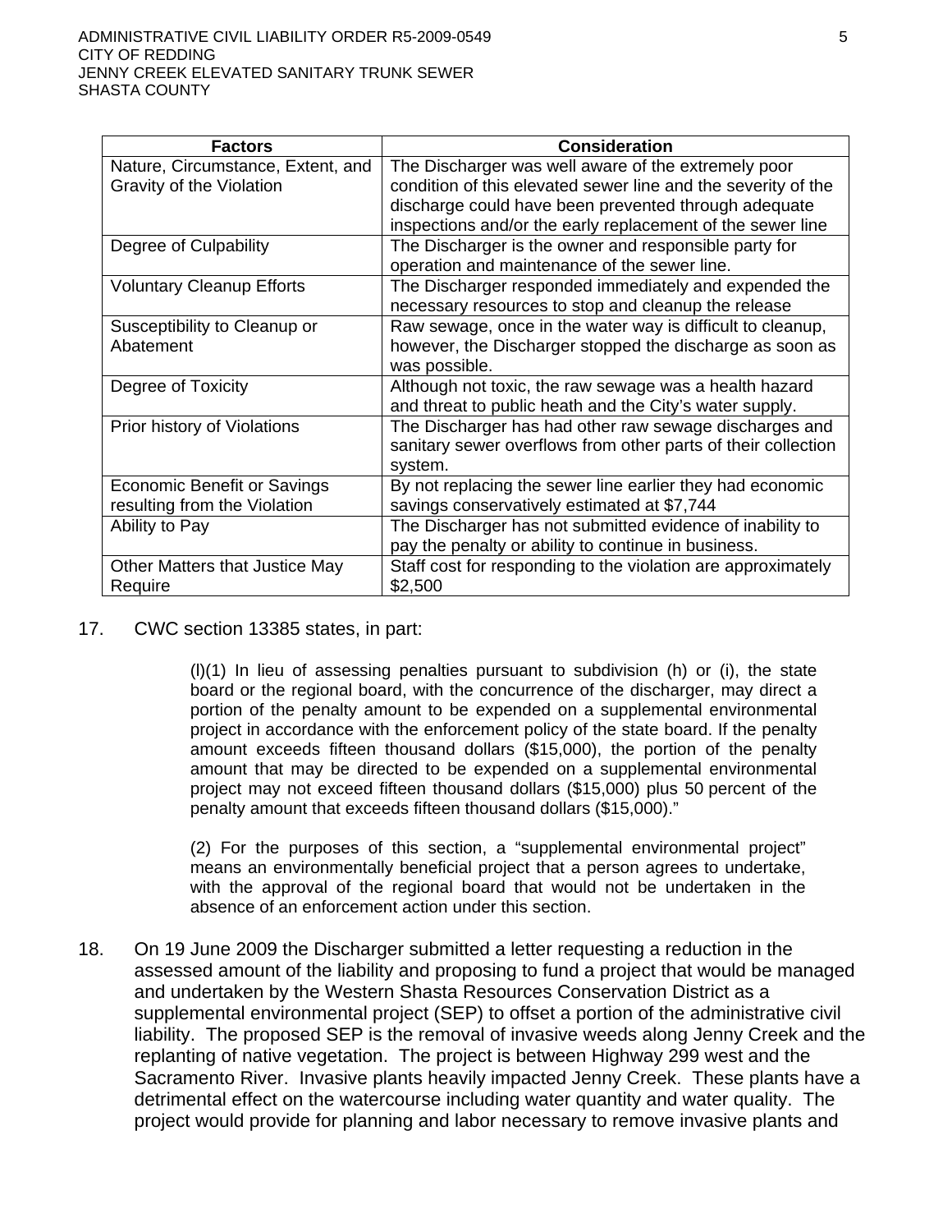| Factors | Consideration |
| --- | --- |
| Nature, Circumstance, Extent, and Gravity of the Violation | The Discharger was well aware of the extremely poor condition of this elevated sewer line and the severity of the discharge could have been prevented through adequate inspections and/or the early replacement of the sewer line |
| Degree of Culpability | The Discharger is the owner and responsible party for operation and maintenance of the sewer line. |
| Voluntary Cleanup Efforts | The Discharger responded immediately and expended the necessary resources to stop and cleanup the release |
| Susceptibility to Cleanup or Abatement | Raw sewage, once in the water way is difficult to cleanup, however, the Discharger stopped the discharge as soon as was possible. |
| Degree of Toxicity | Although not toxic, the raw sewage was a health hazard and threat to public heath and the City's water supply. |
| Prior history of Violations | The Discharger has had other raw sewage discharges and sanitary sewer overflows from other parts of their collection system. |
| Economic Benefit or Savings resulting from the Violation | By not replacing the sewer line earlier they had economic savings conservatively estimated at $7,744 |
| Ability to Pay | The Discharger has not submitted evidence of inability to pay the penalty or ability to continue in business. |
| Other Matters that Justice May Require | Staff cost for responding to the violation are approximately $2,500 |

17. CWC section 13385 states, in part:

> (l)(1) In lieu of assessing penalties pursuant to subdivision (h) or (i), the state board or the regional board, with the concurrence of the discharger, may direct a portion of the penalty amount to be expended on a supplemental environmental project in accordance with the enforcement policy of the state board. If the penalty amount exceeds fifteen thousand dollars ($15,000), the portion of the penalty amount that may be directed to be expended on a supplemental environmental project may not exceed fifteen thousand dollars ($15,000) plus 50 percent of the penalty amount that exceeds fifteen thousand dollars ($15,000)."
>
> (2) For the purposes of this section, a "supplemental environmental project" means an environmentally beneficial project that a person agrees to undertake, with the approval of the regional board that would not be undertaken in the absence of an enforcement action under this section.

18. On 19 June 2009 the Discharger submitted a letter requesting a reduction in the assessed amount of the liability and proposing to fund a project that would be managed and undertaken by the Western Shasta Resources Conservation District as a supplemental environmental project (SEP) to offset a portion of the administrative civil liability. The proposed SEP is the removal of invasive weeds along Jenny Creek and the replanting of native vegetation. The project is between Highway 299 west and the Sacramento River. Invasive plants heavily impacted Jenny Creek. These plants have a detrimental effect on the watercourse including water quantity and water quality. The project would provide for planning and labor necessary to remove invasive plants and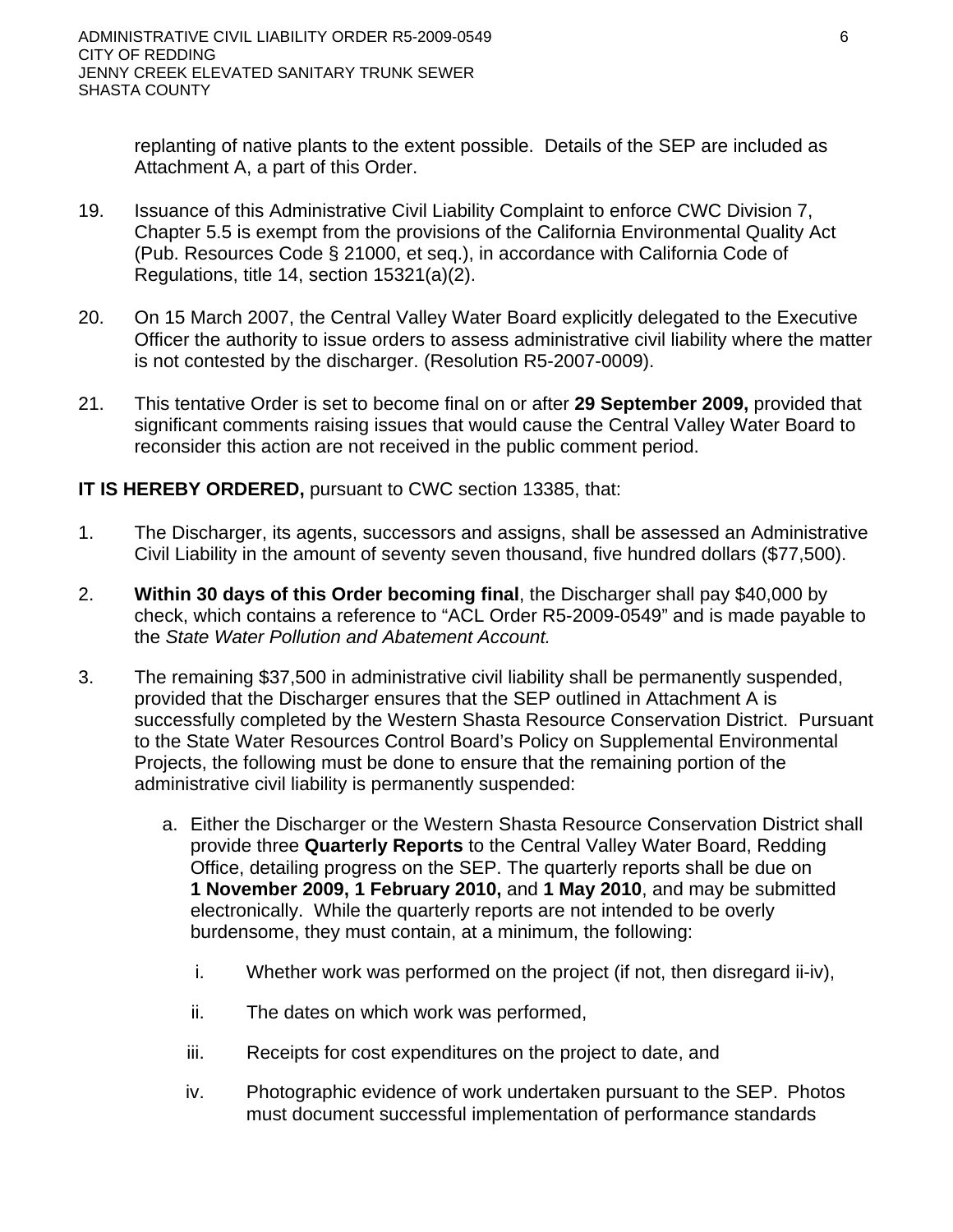replanting of native plants to the extent possible. Details of the SEP are included as Attachment A, a part of this Order.

19. Issuance of this Administrative Civil Liability Complaint to enforce CWC Division 7, Chapter 5.5 is exempt from the provisions of the California Environmental Quality Act (Pub. Resources Code § 21000, et seq.), in accordance with California Code of Regulations, title 14, section 15321(a)(2).

20. On 15 March 2007, the Central Valley Water Board explicitly delegated to the Executive Officer the authority to issue orders to assess administrative civil liability where the matter is not contested by the discharger. (Resolution R5-2007-0009).

21. This tentative Order is set to become final on or after **29 September 2009,** provided that significant comments raising issues that would cause the Central Valley Water Board to reconsider this action are not received in the public comment period.

**IT IS HEREBY ORDERED,** pursuant to CWC section 13385, that:

1. The Discharger, its agents, successors and assigns, shall be assessed an Administrative Civil Liability in the amount of seventy seven thousand, five hundred dollars ($77,500).

2. **Within 30 days of this Order becoming final**, the Discharger shall pay $40,000 by check, which contains a reference to "ACL Order R5-2009-0549" and is made payable to the *State Water Pollution and Abatement Account.*

3. The remaining $37,500 in administrative civil liability shall be permanently suspended, provided that the Discharger ensures that the SEP outlined in Attachment A is successfully completed by the Western Shasta Resource Conservation District. Pursuant to the State Water Resources Control Board's Policy on Supplemental Environmental Projects, the following must be done to ensure that the remaining portion of the administrative civil liability is permanently suspended:

   a. Either the Discharger or the Western Shasta Resource Conservation District shall provide three **Quarterly Reports** to the Central Valley Water Board, Redding Office, detailing progress on the SEP. The quarterly reports shall be due on **1 November 2009, 1 February 2010,** and **1 May 2010**, and may be submitted electronically. While the quarterly reports are not intended to be overly burdensome, they must contain, at a minimum, the following:

      i. Whether work was performed on the project (if not, then disregard ii-iv),

      ii. The dates on which work was performed,

      iii. Receipts for cost expenditures on the project to date, and

      iv. Photographic evidence of work undertaken pursuant to the SEP. Photos must document successful implementation of performance standards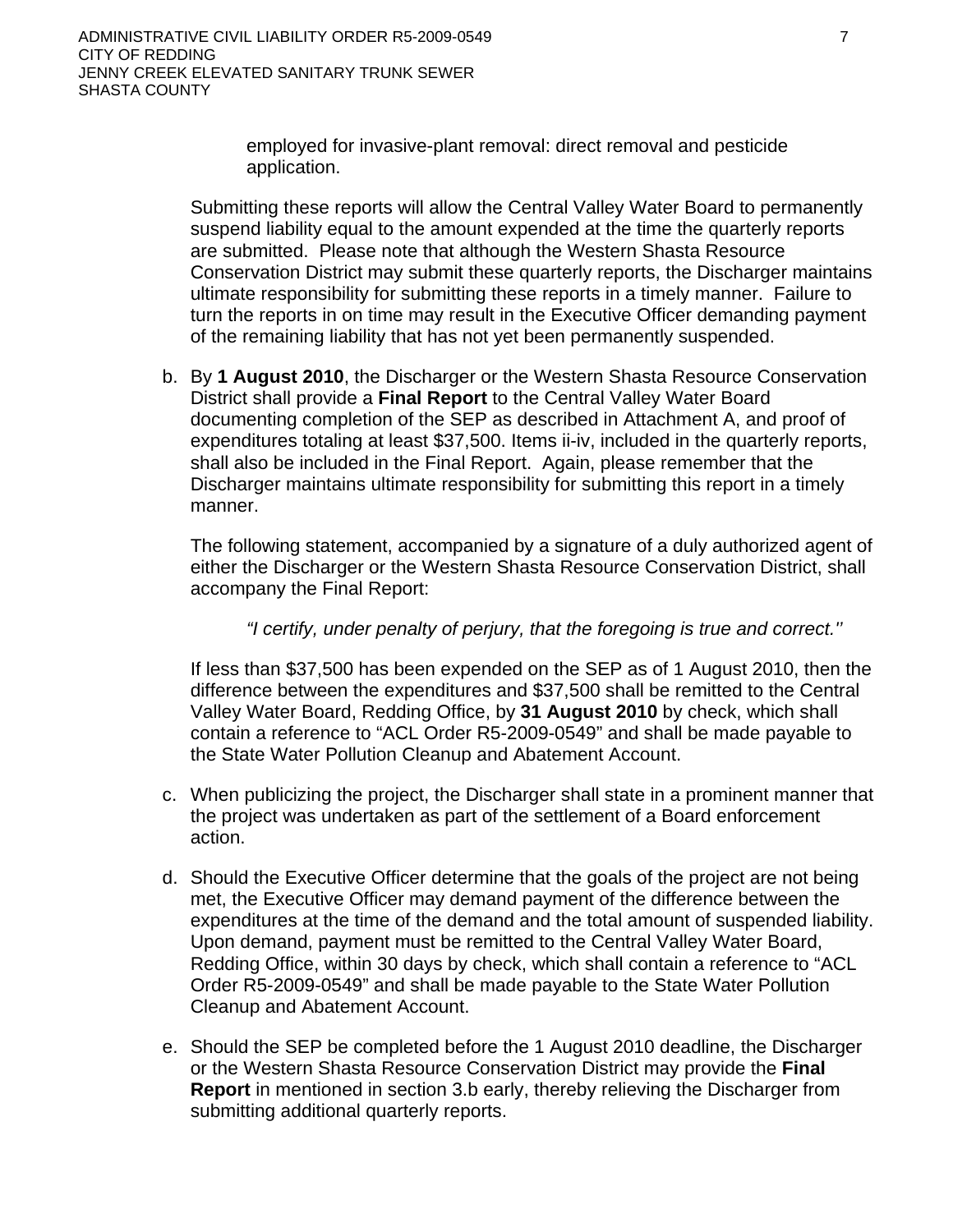employed for invasive-plant removal: direct removal and pesticide application.

Submitting these reports will allow the Central Valley Water Board to permanently suspend liability equal to the amount expended at the time the quarterly reports are submitted. Please note that although the Western Shasta Resource Conservation District may submit these quarterly reports, the Discharger maintains ultimate responsibility for submitting these reports in a timely manner. Failure to turn the reports in on time may result in the Executive Officer demanding payment of the remaining liability that has not yet been permanently suspended.

b. By **1 August 2010**, the Discharger or the Western Shasta Resource Conservation District shall provide a **Final Report** to the Central Valley Water Board documenting completion of the SEP as described in Attachment A, and proof of expenditures totaling at least $37,500. Items ii-iv, included in the quarterly reports, shall also be included in the Final Report. Again, please remember that the Discharger maintains ultimate responsibility for submitting this report in a timely manner.

   The following statement, accompanied by a signature of a duly authorized agent of either the Discharger or the Western Shasta Resource Conservation District, shall accompany the Final Report:

   *"I certify, under penalty of perjury, that the foregoing is true and correct.''*

   If less than $37,500 has been expended on the SEP as of 1 August 2010, then the difference between the expenditures and $37,500 shall be remitted to the Central Valley Water Board, Redding Office, by **31 August 2010** by check, which shall contain a reference to "ACL Order R5-2009-0549" and shall be made payable to the State Water Pollution Cleanup and Abatement Account.

c. When publicizing the project, the Discharger shall state in a prominent manner that the project was undertaken as part of the settlement of a Board enforcement action.

d. Should the Executive Officer determine that the goals of the project are not being met, the Executive Officer may demand payment of the difference between the expenditures at the time of the demand and the total amount of suspended liability. Upon demand, payment must be remitted to the Central Valley Water Board, Redding Office, within 30 days by check, which shall contain a reference to "ACL Order R5-2009-0549" and shall be made payable to the State Water Pollution Cleanup and Abatement Account.

e. Should the SEP be completed before the 1 August 2010 deadline, the Discharger or the Western Shasta Resource Conservation District may provide the **Final Report** in mentioned in section 3.b early, thereby relieving the Discharger from submitting additional quarterly reports.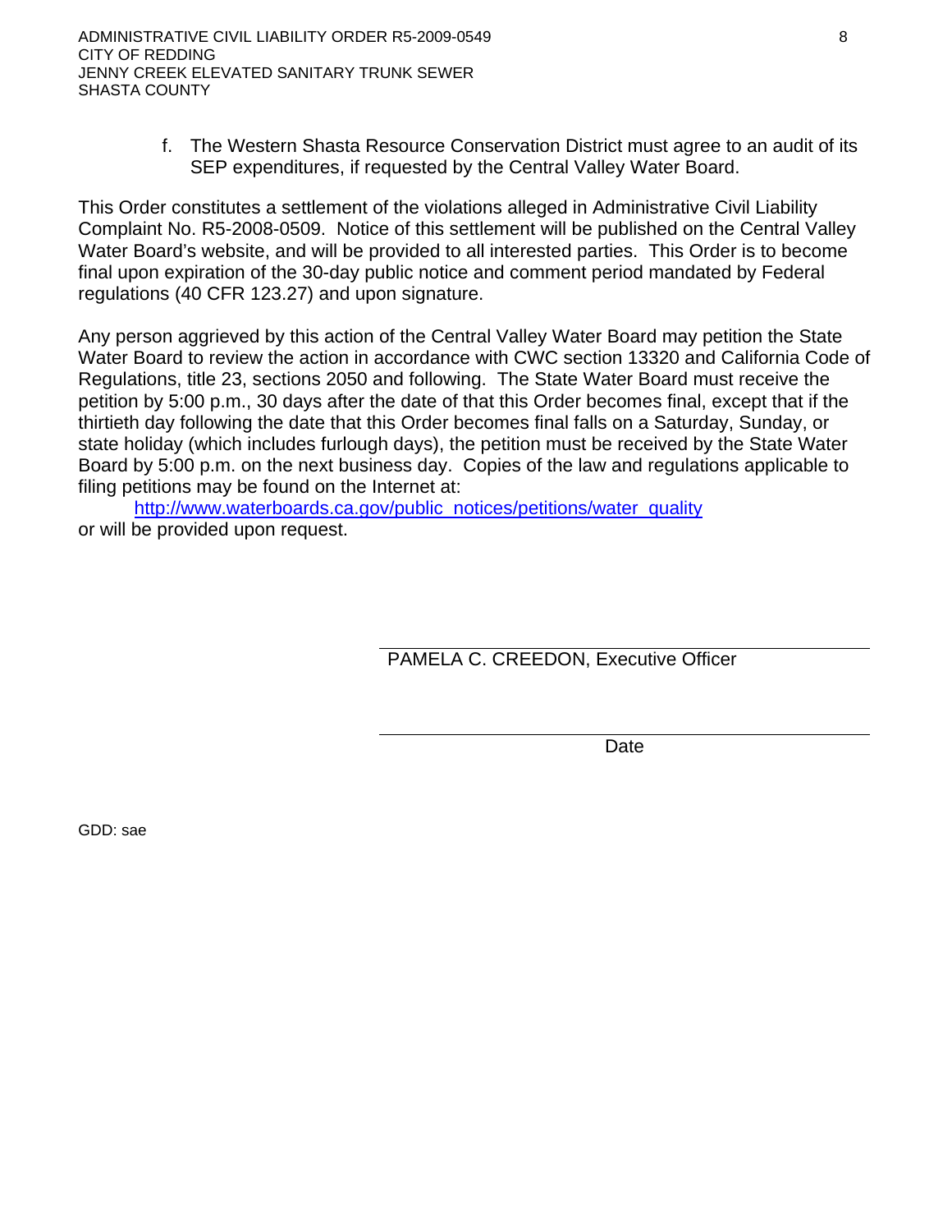f. The Western Shasta Resource Conservation District must agree to an audit of its SEP expenditures, if requested by the Central Valley Water Board.

This Order constitutes a settlement of the violations alleged in Administrative Civil Liability Complaint No. R5-2008-0509. Notice of this settlement will be published on the Central Valley Water Board's website, and will be provided to all interested parties. This Order is to become final upon expiration of the 30-day public notice and comment period mandated by Federal regulations (40 CFR 123.27) and upon signature.

Any person aggrieved by this action of the Central Valley Water Board may petition the State Water Board to review the action in accordance with CWC section 13320 and California Code of Regulations, title 23, sections 2050 and following. The State Water Board must receive the petition by 5:00 p.m., 30 days after the date of that this Order becomes final, except that if the thirtieth day following the date that this Order becomes final falls on a Saturday, Sunday, or state holiday (which includes furlough days), the petition must be received by the State Water Board by 5:00 p.m. on the next business day. Copies of the law and regulations applicable to filing petitions may be found on the Internet at:

http://www.waterboards.ca.gov/public_notices/petitions/water_quality

or will be provided upon request.

\_\_\_\_\_\_\_\_\_\_\_\_\_\_\_\_\_\_\_\_\_\_\_\_\_\_\_\_\_\_\_\_\_\_\_\_\_\_\_\_\_\_\_\_

PAMELA C. CREEDON, Executive Officer

\_\_\_\_\_\_\_\_\_\_\_\_\_\_\_\_\_\_\_\_\_\_\_\_\_\_\_\_\_\_\_\_\_\_\_\_\_\_\_\_\_\_\_\_

Date

GDD: sae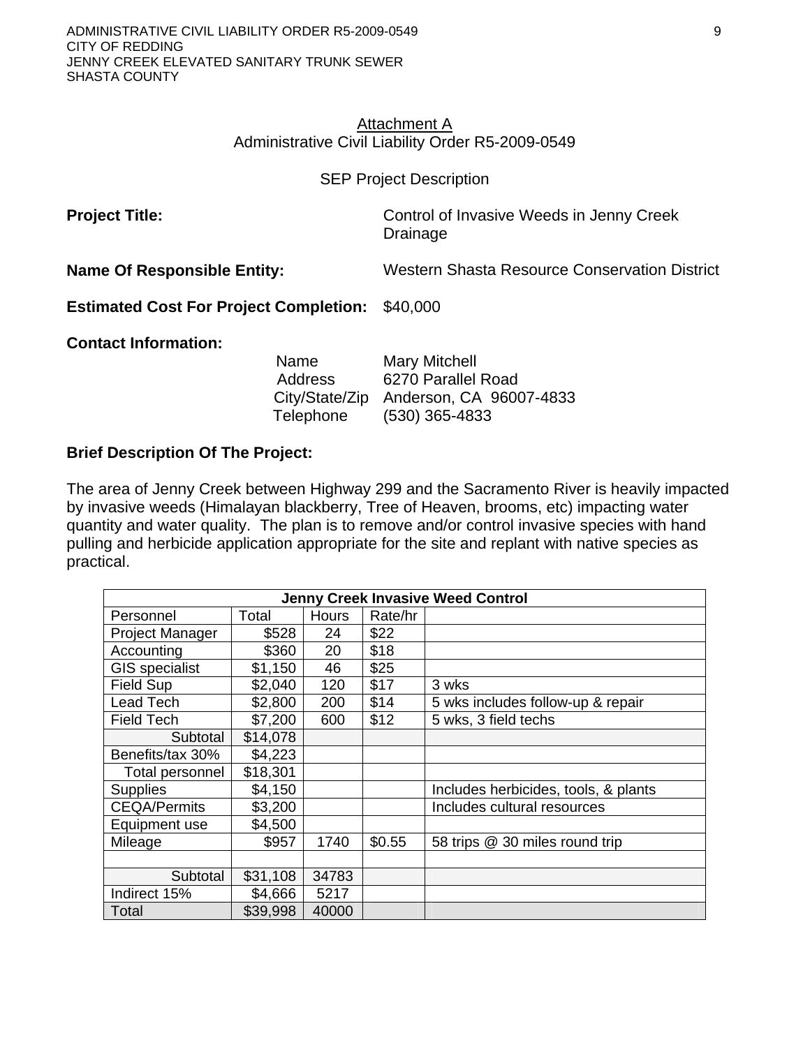<u>Attachment A</u>
Administrative Civil Liability Order R5-2009-0549

SEP Project Description

**Project Title:** Control of Invasive Weeds in Jenny Creek Drainage

**Name Of Responsible Entity:** Western Shasta Resource Conservation District

**Estimated Cost For Project Completion:** $40,000

**Contact Information:**

| | |
|---|---|
| Name | Mary Mitchell |
| Address | 6270 Parallel Road |
| City/State/Zip | Anderson, CA 96007-4833 |
| Telephone | (530) 365-4833 |

**Brief Description Of The Project:**

The area of Jenny Creek between Highway 299 and the Sacramento River is heavily impacted by invasive weeds (Himalayan blackberry, Tree of Heaven, brooms, etc) impacting water quantity and water quality. The plan is to remove and/or control invasive species with hand pulling and herbicide application appropriate for the site and replant with native species as practical.

| Jenny Creek Invasive Weed Control | | | | |
|---|---|---|---|---|
| Personnel | Total | Hours | Rate/hr | |
| Project Manager | $528 | 24 | $22 | |
| Accounting | $360 | 20 | $18 | |
| GIS specialist | $1,150 | 46 | $25 | |
| Field Sup | $2,040 | 120 | $17 | 3 wks |
| Lead Tech | $2,800 | 200 | $14 | 5 wks includes follow-up & repair |
| Field Tech | $7,200 | 600 | $12 | 5 wks, 3 field techs |
| Subtotal | $14,078 | | | |
| Benefits/tax 30% | $4,223 | | | |
| Total personnel | $18,301 | | | |
| Supplies | $4,150 | | | Includes herbicides, tools, & plants |
| CEQA/Permits | $3,200 | | | Includes cultural resources |
| Equipment use | $4,500 | | | |
| Mileage | $957 | 1740 | $0.55 | 58 trips @ 30 miles round trip |
| | | | | |
| Subtotal | $31,108 | 34783 | | |
| Indirect 15% | $4,666 | 5217 | | |
| Total | $39,998 | 40000 | | |